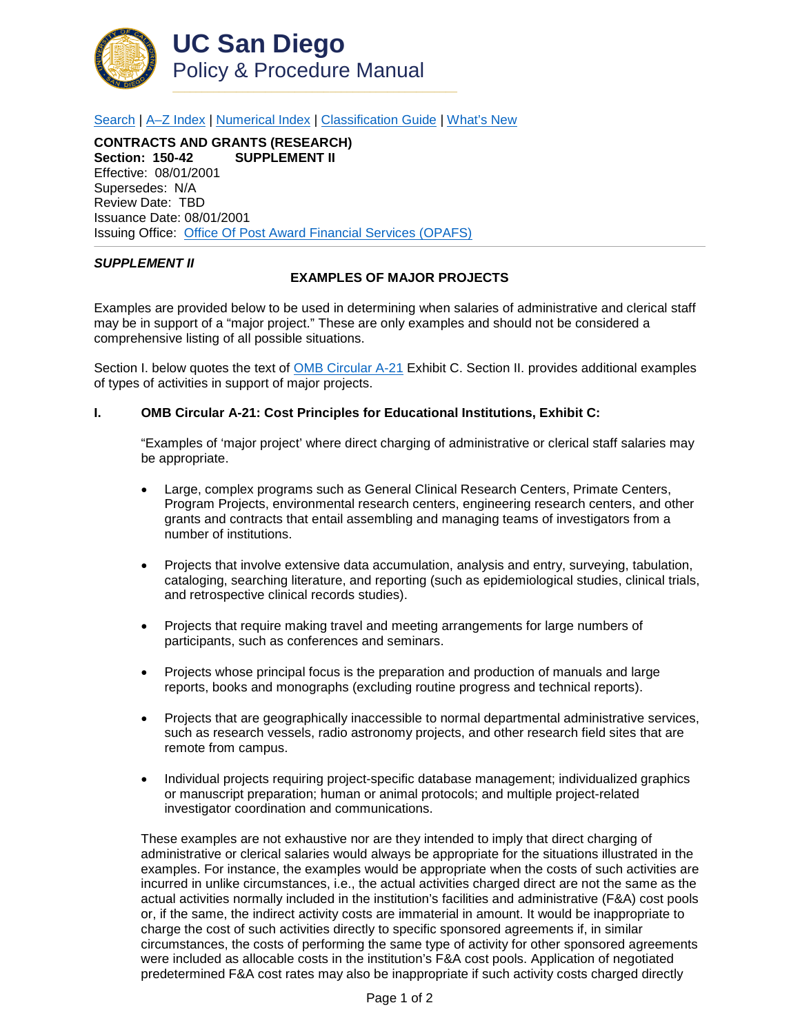# UC San Diego
## Policy & Procedure Manual

[Search](#) | [A–Z Index](#) | [Numerical Index](#) | [Classification Guide](#) | [What's New](#)

**CONTRACTS AND GRANTS (RESEARCH)**
**Section: 150-42 SUPPLEMENT II**
Effective: 08/01/2001
Supersedes: N/A
Review Date: TBD
Issuance Date: 08/01/2001
Issuing Office: [Office Of Post Award Financial Services (OPAFS)](#)

---

***SUPPLEMENT II***

**EXAMPLES OF MAJOR PROJECTS**

Examples are provided below to be used in determining when salaries of administrative and clerical staff may be in support of a "major project." These are only examples and should not be considered a comprehensive listing of all possible situations.

Section I. below quotes the text of [OMB Circular A-21](#) Exhibit C. Section II. provides additional examples of types of activities in support of major projects.

### I. OMB Circular A-21: Cost Principles for Educational Institutions, Exhibit C:

"Examples of 'major project' where direct charging of administrative or clerical staff salaries may be appropriate.

- Large, complex programs such as General Clinical Research Centers, Primate Centers, Program Projects, environmental research centers, engineering research centers, and other grants and contracts that entail assembling and managing teams of investigators from a number of institutions.
- Projects that involve extensive data accumulation, analysis and entry, surveying, tabulation, cataloging, searching literature, and reporting (such as epidemiological studies, clinical trials, and retrospective clinical records studies).
- Projects that require making travel and meeting arrangements for large numbers of participants, such as conferences and seminars.
- Projects whose principal focus is the preparation and production of manuals and large reports, books and monographs (excluding routine progress and technical reports).
- Projects that are geographically inaccessible to normal departmental administrative services, such as research vessels, radio astronomy projects, and other research field sites that are remote from campus.
- Individual projects requiring project-specific database management; individualized graphics or manuscript preparation; human or animal protocols; and multiple project-related investigator coordination and communications.

These examples are not exhaustive nor are they intended to imply that direct charging of administrative or clerical salaries would always be appropriate for the situations illustrated in the examples. For instance, the examples would be appropriate when the costs of such activities are incurred in unlike circumstances, i.e., the actual activities charged direct are not the same as the actual activities normally included in the institution's facilities and administrative (F&A) cost pools or, if the same, the indirect activity costs are immaterial in amount. It would be inappropriate to charge the cost of such activities directly to specific sponsored agreements if, in similar circumstances, the costs of performing the same type of activity for other sponsored agreements were included as allocable costs in the institution's F&A cost pools. Application of negotiated predetermined F&A cost rates may also be inappropriate if such activity costs charged directly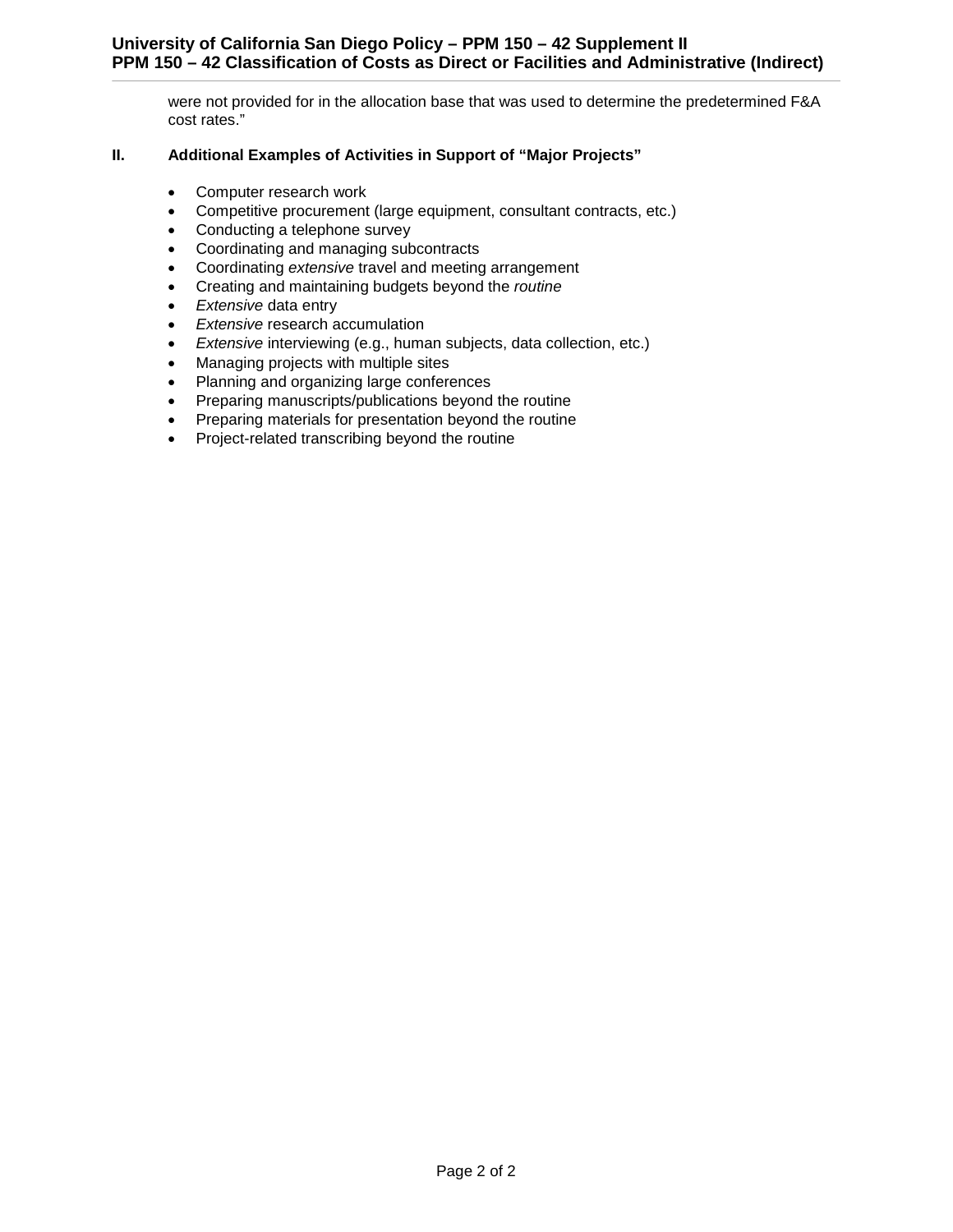were not provided for in the allocation base that was used to determine the predetermined F&A cost rates."

## II. Additional Examples of Activities in Support of "Major Projects"

- Computer research work
- Competitive procurement (large equipment, consultant contracts, etc.)
- Conducting a telephone survey
- Coordinating and managing subcontracts
- Coordinating *extensive* travel and meeting arrangement
- Creating and maintaining budgets beyond the *routine*
- *Extensive* data entry
- *Extensive* research accumulation
- *Extensive* interviewing (e.g., human subjects, data collection, etc.)
- Managing projects with multiple sites
- Planning and organizing large conferences
- Preparing manuscripts/publications beyond the routine
- Preparing materials for presentation beyond the routine
- Project-related transcribing beyond the routine